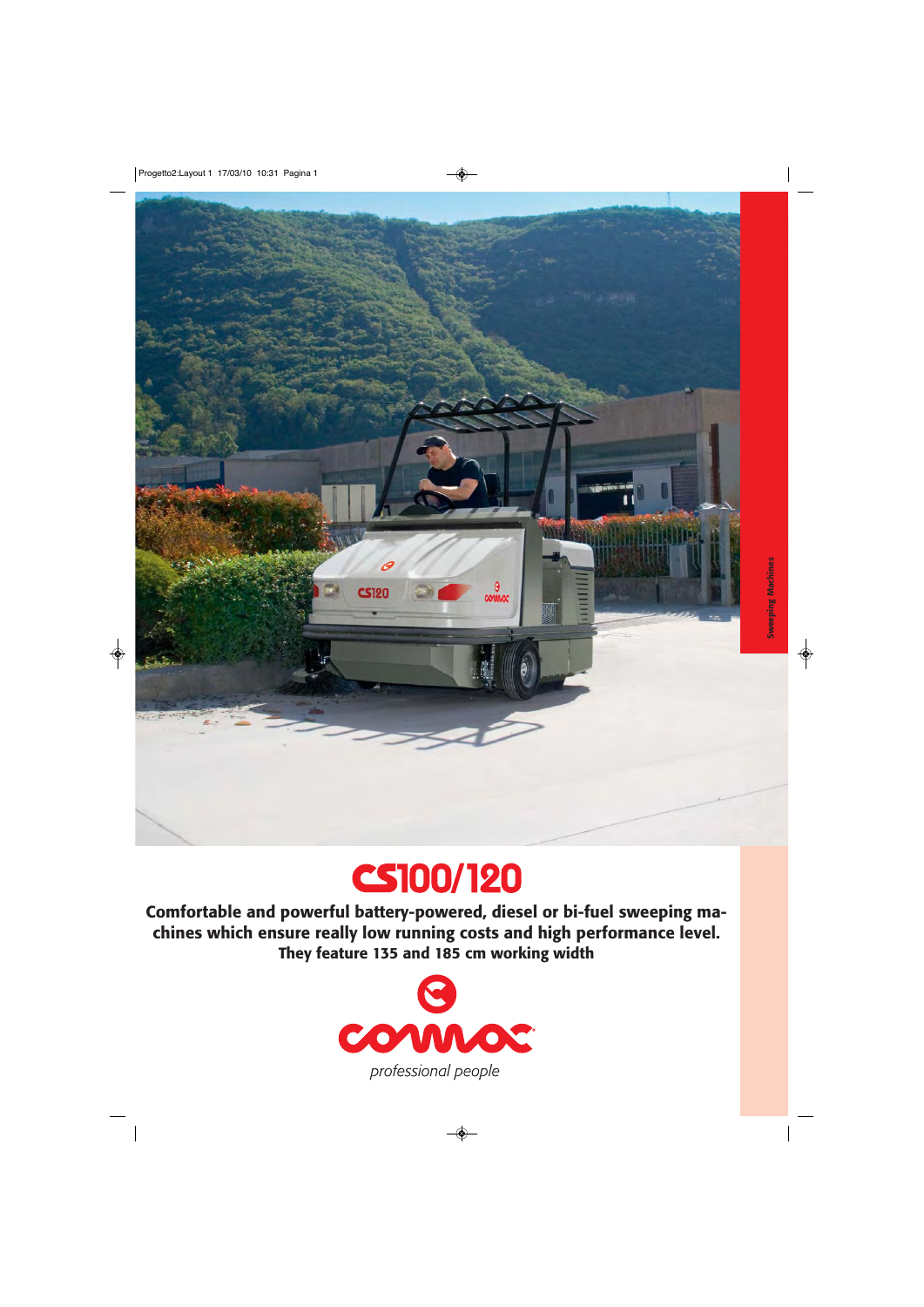Sweeping Machines

# CS100/120

**Comfortable and powerful battery-powered, diesel or bi-fuel sweeping machines which ensure really low running costs and high performance level. They feature 135 and 185 cm working width**

comac

*professional people*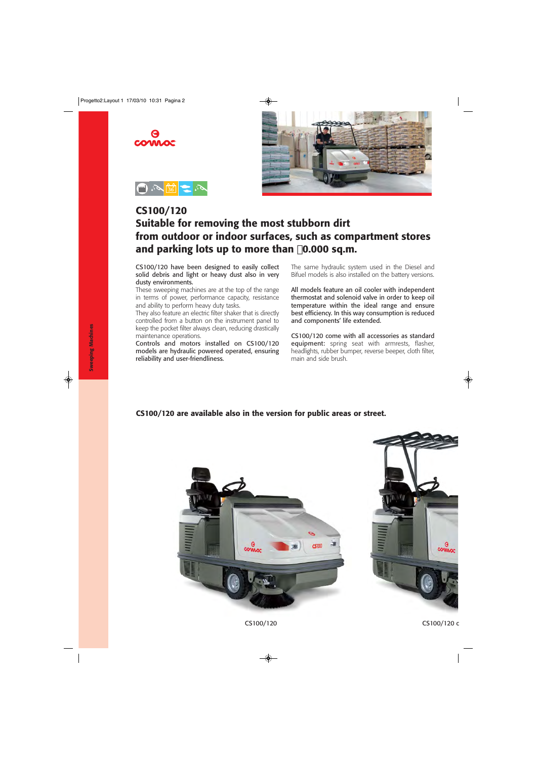# CS100/120

## Suitable for removing the most stubborn dirt from outdoor or indoor surfaces, such as compartment stores and parking lots up to more than 0.000 sq.m.

CS100/120 have been designed to easily collect solid debris and light or heavy dust also in very dusty environments.
These sweeping machines are at the top of the range in terms of power, performance capacity, resistance and ability to perform heavy duty tasks.
They also feature an electric filter shaker that is directly controlled from a button on the instrument panel to keep the pocket filter always clean, reducing drastically maintenance operations.
Controls and motors installed on CS100/120 models are hydraulic powered operated, ensuring reliability and user-friendliness.

The same hydraulic system used in the Diesel and Bifuel models is also installed on the battery versions.

All models feature an oil cooler with independent thermostat and solenoid valve in order to keep oil temperature within the ideal range and ensure best efficiency. In this way consumption is reduced and components' life extended.

CS100/120 come with all accessories as standard equipment: spring seat with armrests, flasher, headlights, rubber bumper, reverse beeper, cloth filter, main and side brush.

**CS100/120 are available also in the version for public areas or street.**

CS100/120

CS100/120 c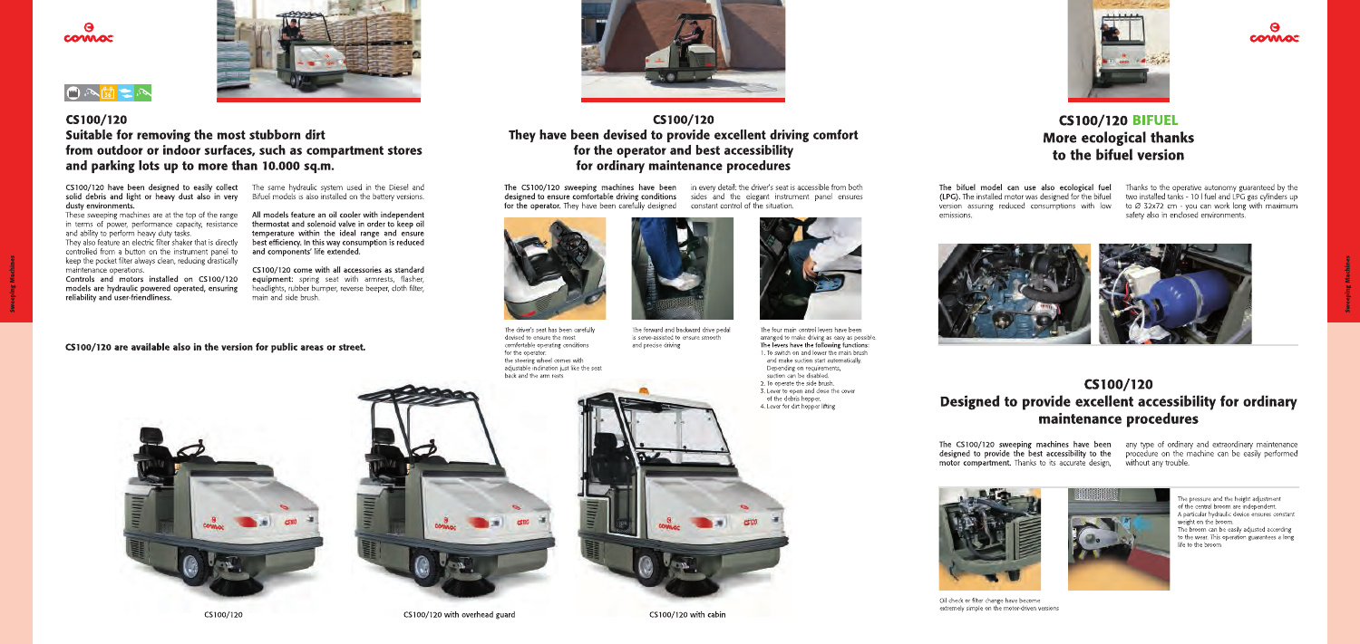# CS100/120

## Suitable for removing the most stubborn dirt from outdoor or indoor surfaces, such as compartment stores and parking lots up to more than 10.000 sq.m.

**CS100/120 have been designed to easily collect solid debris and light or heavy dust also in very dusty environments.**

These sweeping machines are at the top of the range in terms of power, performance capacity, resistance and ability to perform heavy duty tasks.

They also feature an electric filter shaker that is directly controlled from a button on the instrument panel to keep the pocket filter always clean, reducing drastically maintenance operations.

**Controls and motors installed on CS100/120 models are hydraulic powered operated, ensuring reliability and user-friendliness.**

The same hydraulic system used in the Diesel and Bifuel models is also installed on the battery versions.

**All models feature an oil cooler with independent thermostat and solenoid valve in order to keep oil temperature within the ideal range and ensure best efficiency. In this way consumption is reduced and components' life extended.**

**CS100/120 come with all accessories as standard equipment:** spring seat with armrests, flasher, headlights, rubber bumper, reverse beeper, cloth filter, main and side brush.

**CS100/120 are available also in the version for public areas or street.**

CS100/120

CS100/120 with overhead guard

CS100/120 with cabin

# CS100/120

## They have been devised to provide excellent driving comfort for the operator and best accessibility for ordinary maintenance procedures

**The CS100/120 sweeping machines have been designed to ensure comfortable driving conditions for the operator.** They have been carefully designed in every detail; the driver's seat is accessible from both sides and the elegant instrument panel ensures constant control of the situation.

The driver's seat has been carefully devised to ensure the most comfortable operating conditions for the operator; the steering wheel comes with adjustable inclination just like the seat back and the arm rests.

The forward and backward drive pedal is servo-assisted to ensure smooth and precise driving.

The four main control levers have been arranged to make driving as easy as possible. **The levers have the following functions:**

1. To switch on and lower the main brush and make suction start automatically. Depending on requirements, suction can be disabled.
2. To operate the side brush.
3. Lever to open and close the cover of the debris hopper.
4. Lever for dirt hopper lifting.

# CS100/120 BIFUEL

## More ecological thanks to the bifuel version

**The bifuel model can use also ecological fuel (LPG).** The installed motor was designed for the bifuel version assuring reduced consumptions with low emissions.

Thanks to the operative autonomy guaranteed by the two installed tanks - 10 l fuel and LPG gas cylinders up to Ø 32x72 cm - you can work long with maximum safety also in enclosed environments.

# CS100/120

## Designed to provide excellent accessibility for ordinary maintenance procedures

**The CS100/120 sweeping machines have been designed to provide the best accessibility to the motor compartment.** Thanks to its accurate design, any type of ordinary and extraordinary maintenance procedure on the machine can be easily performed without any trouble.

Oil check or filter change have become extremely simple on the motor-driven versions

The pressure and the height adjustment of the central broom are independent. A particular hydraulic device ensures constant weight on the broom. The broom can be easily adjusted according to the wear. This operation guarantees a long life to the broom.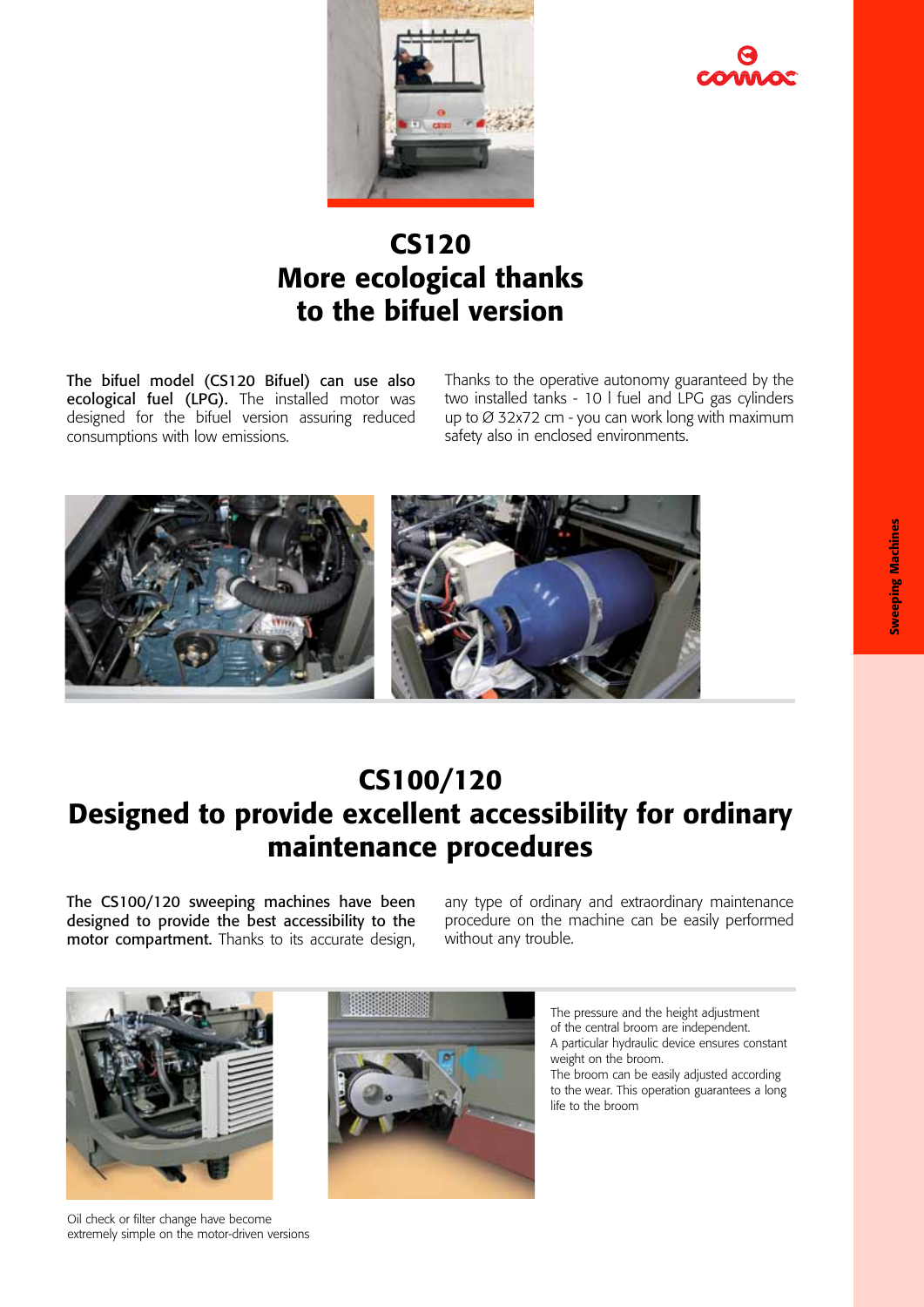# CS120
# More ecological thanks to the bifuel version

**The bifuel model (CS120 Bifuel) can use also ecological fuel (LPG).** The installed motor was designed for the bifuel version assuring reduced consumptions with low emissions.

Thanks to the operative autonomy guaranteed by the two installed tanks - 10 l fuel and LPG gas cylinders up to Ø 32x72 cm - you can work long with maximum safety also in enclosed environments.

# CS100/120
# Designed to provide excellent accessibility for ordinary maintenance procedures

**The CS100/120 sweeping machines have been designed to provide the best accessibility to the motor compartment.** Thanks to its accurate design, any type of ordinary and extraordinary maintenance procedure on the machine can be easily performed without any trouble.

Oil check or filter change have become extremely simple on the motor-driven versions

The pressure and the height adjustment of the central broom are independent.
A particular hydraulic device ensures constant weight on the broom.
The broom can be easily adjusted according to the wear. This operation guarantees a long life to the broom

Sweeping Machines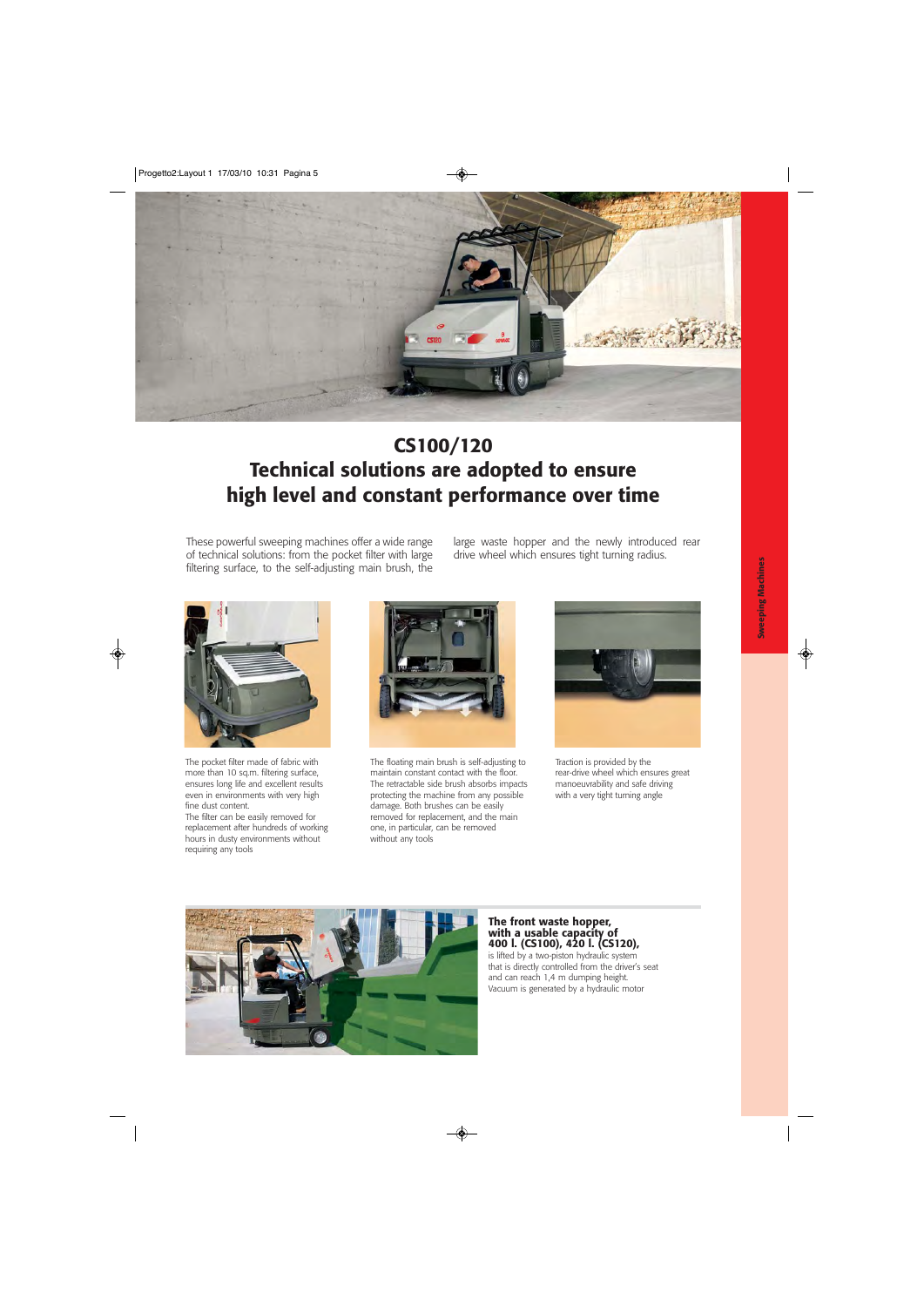# CS100/120
## Technical solutions are adopted to ensure high level and constant performance over time

These powerful sweeping machines offer a wide range of technical solutions: from the pocket filter with large filtering surface, to the self-adjusting main brush, the large waste hopper and the newly introduced rear drive wheel which ensures tight turning radius.

The pocket filter made of fabric with more than 10 sq.m. filtering surface, ensures long life and excellent results even in environments with very high fine dust content.
The filter can be easily removed for replacement after hundreds of working hours in dusty environments without requiring any tools

The floating main brush is self-adjusting to maintain constant contact with the floor. The retractable side brush absorbs impacts protecting the machine from any possible damage. Both brushes can be easily removed for replacement, and the main one, in particular, can be removed without any tools

Traction is provided by the rear-drive wheel which ensures great manoeuvrability and safe driving with a very tight turning angle

**The front waste hopper, with a usable capacity of 400 l. (CS100), 420 l. (CS120),** is lifted by a two-piston hydraulic system that is directly controlled from the driver's seat and can reach 1,4 m dumping height. Vacuum is generated by a hydraulic motor

Sweeping Machines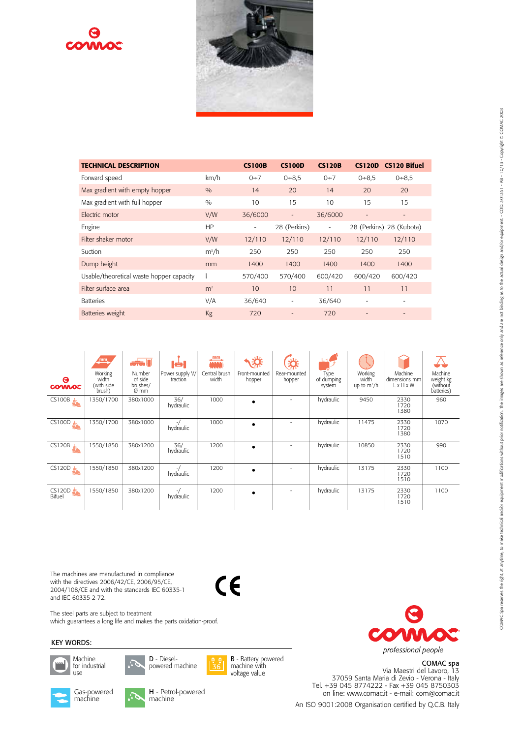| TECHNICAL DESCRIPTION | | CS100B | CS100D | CS120B | CS120D | CS120 Bifuel |
|---|---|---|---|---|---|---|
| Forward speed | km/h | 0÷7 | 0÷8,5 | 0÷7 | 0÷8,5 | 0÷8,5 |
| Max gradient with empty hopper | % | 14 | 20 | 14 | 20 | 20 |
| Max gradient with full hopper | % | 10 | 15 | 10 | 15 | 15 |
| Electric motor | V/W | 36/6000 | - | 36/6000 | - | - |
| Engine | HP | - | 28 (Perkins) | - | 28 (Perkins) | 28 (Kubota) |
| Filter shaker motor | V/W | 12/110 | 12/110 | 12/110 | 12/110 | 12/110 |
| Suction | m³/h | 250 | 250 | 250 | 250 | 250 |
| Dump height | mm | 1400 | 1400 | 1400 | 1400 | 1400 |
| Usable/theoretical waste hopper capacity | l | 570/400 | 570/400 | 600/420 | 600/420 | 600/420 |
| Filter surface area | m² | 10 | 10 | 11 | 11 | 11 |
| Batteries | V/A | 36/640 | - | 36/640 | - | - |
| Batteries weight | Kg | 720 | - | 720 | - | - |

| comac | Working width (with side brush) | Number of side brushes/ Ø mm | Power supply V/ traction | Central brush width | Front-mounted hopper | Rear-mounted hopper | Type of dumping system | Working width up to m²/h | Machine dimensions mm L x H x W | Machine weight kg (without batteries) |
|---|---|---|---|---|---|---|---|---|---|---|
| CS100B | 1350/1700 | 380x1000 | 36/ hydraulic | 1000 | • | - | hydraulic | 9450 | 2330 1720 1380 | 960 |
| CS100D | 1350/1700 | 380x1000 | -/ hydraulic | 1000 | • | - | hydraulic | 11475 | 2330 1720 1380 | 1070 |
| CS120B | 1550/1850 | 380x1200 | 36/ hydraulic | 1200 | • | - | hydraulic | 10850 | 2330 1720 1510 | 990 |
| CS120D | 1550/1850 | 380x1200 | -/ hydraulic | 1200 | • | - | hydraulic | 13175 | 2330 1720 1510 | 1100 |
| CS120D Bifuel | 1550/1850 | 380x1200 | -/ hydraulic | 1200 | • | - | hydraulic | 13175 | 2330 1720 1510 | 1100 |

The machines are manufactured in compliance with the directives 2006/42/CE, 2006/95/CE, 2004/108/CE and with the standards IEC 60335-1 and IEC 60335-2-72.

The steel parts are subject to treatment which guarantees a long life and makes the parts oxidation-proof.

KEY WORDS:

- Machine for industrial use
- D - Diesel-powered machine
- B - Battery powered machine with voltage value
- Gas-powered machine
- H - Petrol-powered machine

*professional people*

**COMAC spa**
Via Maestri del Lavoro, 13
37059 Santa Maria di Zevio - Verona - Italy
Tel. +39 045 8774222 - Fax +39 045 8750303
on line: www.comac.it - e-mail: com@comac.it

An ISO 9001:2008 Organisation certified by Q.C.B. Italy

COMAC Spa reserves the right, at anytime, to make technical and/or equipment modifications without prior notification. The images are shown as reference only and are not binding as to the actual design and/or equipment - COD 301351 - AB - 10/13 - Copyright © COMAC 2008